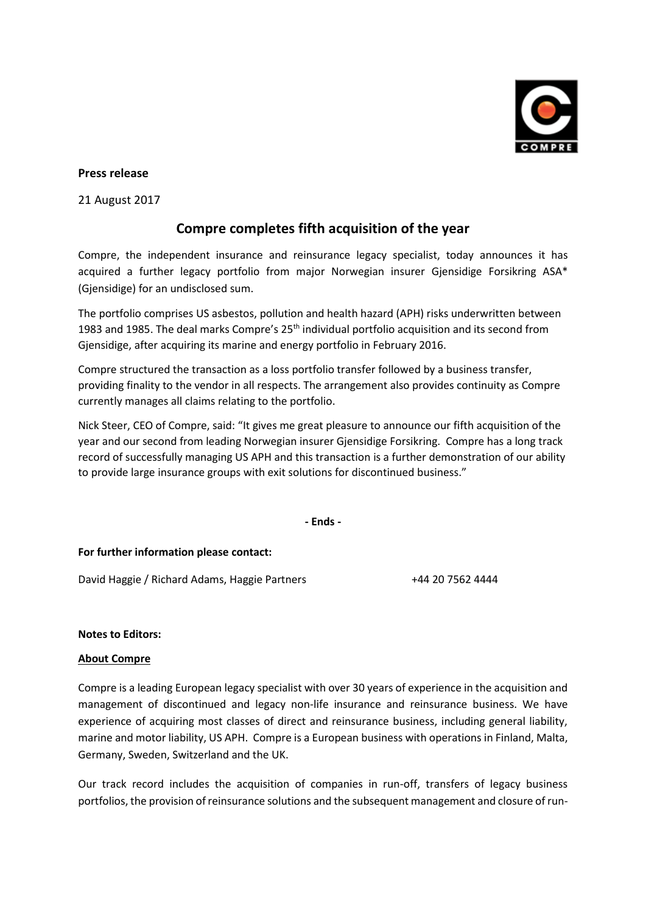**Press release**

21 August 2017

# Compre completes fifth acquisition of the year

Compre, the independent insurance and reinsurance legacy specialist, today announces it has acquired a further legacy portfolio from major Norwegian insurer Gjensidige Forsikring ASA* (Gjensidige) for an undisclosed sum.

The portfolio comprises US asbestos, pollution and health hazard (APH) risks underwritten between 1983 and 1985. The deal marks Compre's 25th individual portfolio acquisition and its second from Gjensidige, after acquiring its marine and energy portfolio in February 2016.

Compre structured the transaction as a loss portfolio transfer followed by a business transfer, providing finality to the vendor in all respects. The arrangement also provides continuity as Compre currently manages all claims relating to the portfolio.

Nick Steer, CEO of Compre, said: "It gives me great pleasure to announce our fifth acquisition of the year and our second from leading Norwegian insurer Gjensidige Forsikring. Compre has a long track record of successfully managing US APH and this transaction is a further demonstration of our ability to provide large insurance groups with exit solutions for discontinued business."

**- Ends -**

**For further information please contact:**

David Haggie / Richard Adams, Haggie Partners +44 20 7562 4444

**Notes to Editors:**

**About Compre**

Compre is a leading European legacy specialist with over 30 years of experience in the acquisition and management of discontinued and legacy non-life insurance and reinsurance business. We have experience of acquiring most classes of direct and reinsurance business, including general liability, marine and motor liability, US APH. Compre is a European business with operations in Finland, Malta, Germany, Sweden, Switzerland and the UK.

Our track record includes the acquisition of companies in run-off, transfers of legacy business portfolios, the provision of reinsurance solutions and the subsequent management and closure of run-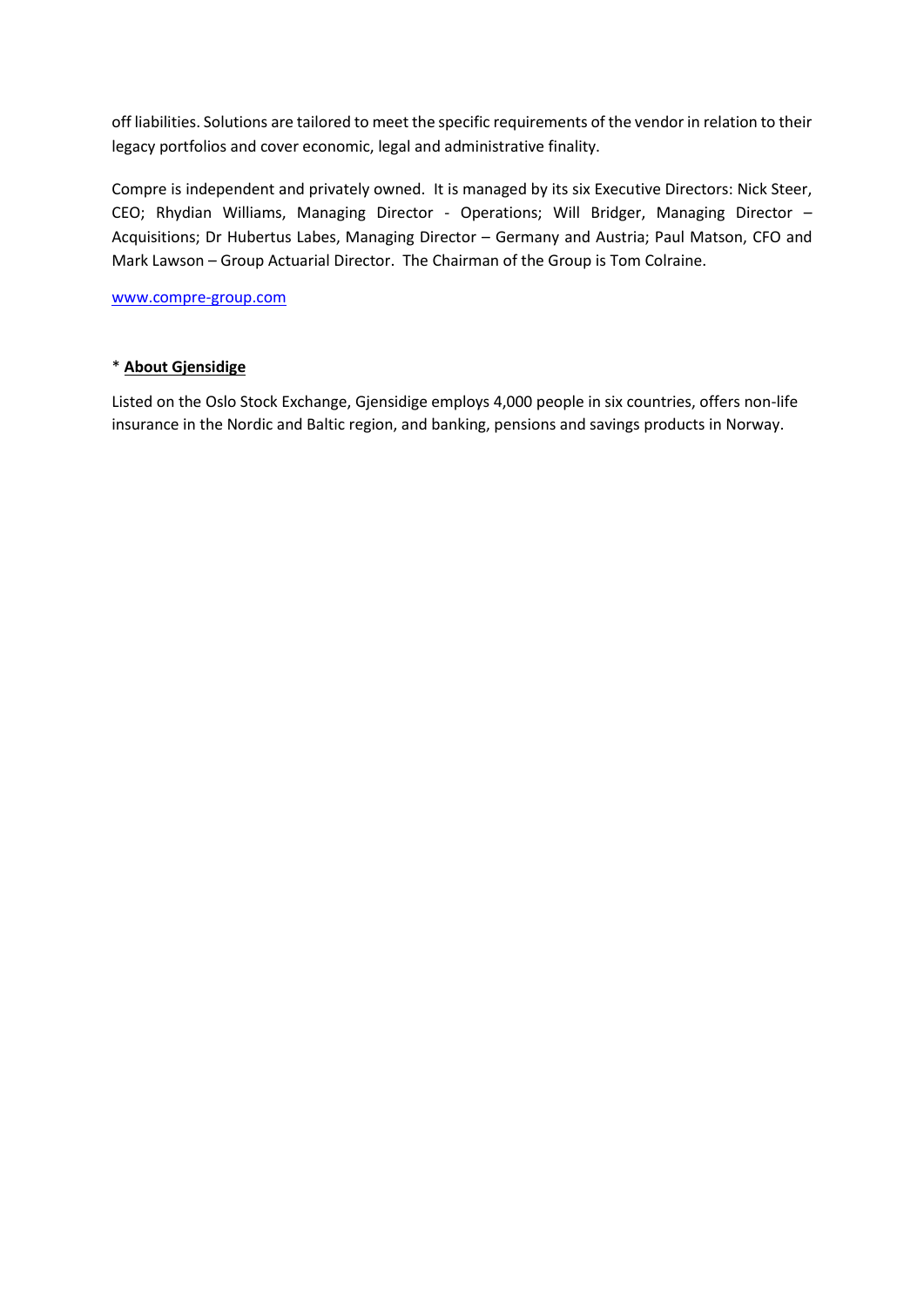off liabilities. Solutions are tailored to meet the specific requirements of the vendor in relation to their legacy portfolios and cover economic, legal and administrative finality.

Compre is independent and privately owned. It is managed by its six Executive Directors: Nick Steer, CEO; Rhydian Williams, Managing Director - Operations; Will Bridger, Managing Director – Acquisitions; Dr Hubertus Labes, Managing Director – Germany and Austria; Paul Matson, CFO and Mark Lawson – Group Actuarial Director. The Chairman of the Group is Tom Colraine.

[www.compre-group.com](http://www.compre-group.com)

* **About Gjensidige**

Listed on the Oslo Stock Exchange, Gjensidige employs 4,000 people in six countries, offers non-life insurance in the Nordic and Baltic region, and banking, pensions and savings products in Norway.